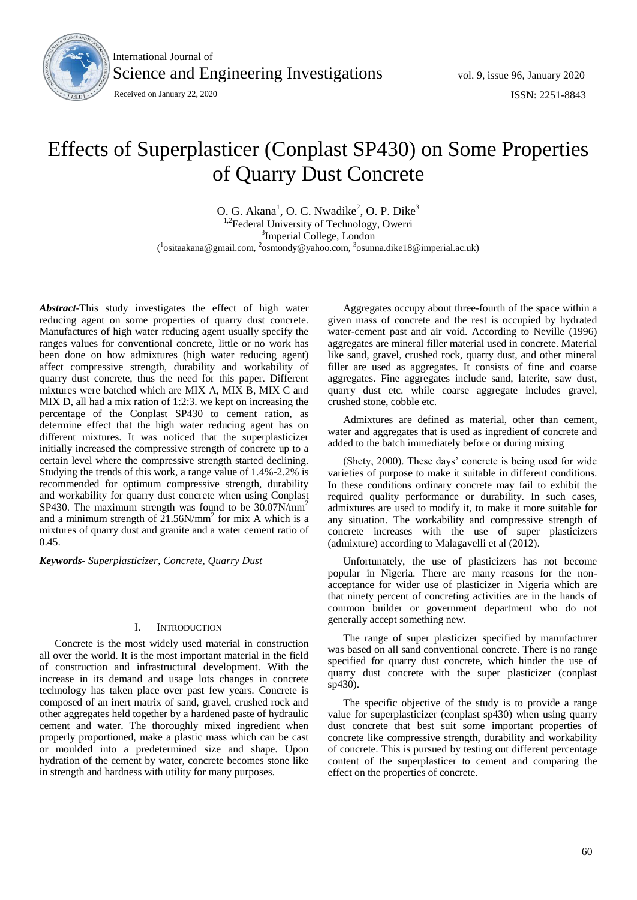International Journal of Science and Engineering Investigations

Received on January 22, 2020

# Effects of Superplasticer (Conplast SP430) on Some Properties of Quarry Dust Concrete

O. G. Akana[1], O. C. Nwadike[2], O. P. Dike[3]

[1,2]Federal University of Technology, Owerri

[3]Imperial College, London

([1]ositaakana@gmail.com, [2]osmondy@yahoo.com, [3]osunna.dike18@imperial.ac.uk)

***Abstract*-**This study investigates the effect of high water reducing agent on some properties of quarry dust concrete. Manufactures of high water reducing agent usually specify the ranges values for conventional concrete, little or no work has been done on how admixtures (high water reducing agent) affect compressive strength, durability and workability of quarry dust concrete, thus the need for this paper. Different mixtures were batched which are MIX A, MIX B, MIX C and MIX D, all had a mix ration of 1:2:3. we kept on increasing the percentage of the Conplast SP430 to cement ration, as determine effect that the high water reducing agent has on different mixtures. It was noticed that the superplasticizer initially increased the compressive strength of concrete up to a certain level where the compressive strength started declining. Studying the trends of this work, a range value of 1.4%-2.2% is recommended for optimum compressive strength, durability and workability for quarry dust concrete when using Conplast SP430. The maximum strength was found to be 30.07N/mm$^2$ and a minimum strength of 21.56N/mm$^2$ for mix A which is a mixtures of quarry dust and granite and a water cement ratio of 0.45.

***Keywords-*** *Superplasticizer, Concrete, Quarry Dust*

## I. INTRODUCTION

Concrete is the most widely used material in construction all over the world. It is the most important material in the field of construction and infrastructural development. With the increase in its demand and usage lots changes in concrete technology has taken place over past few years. Concrete is composed of an inert matrix of sand, gravel, crushed rock and other aggregates held together by a hardened paste of hydraulic cement and water. The thoroughly mixed ingredient when properly proportioned, make a plastic mass which can be cast or moulded into a predetermined size and shape. Upon hydration of the cement by water, concrete becomes stone like in strength and hardness with utility for many purposes.

Aggregates occupy about three-fourth of the space within a given mass of concrete and the rest is occupied by hydrated water-cement past and air void. According to Neville (1996) aggregates are mineral filler material used in concrete. Material like sand, gravel, crushed rock, quarry dust, and other mineral filler are used as aggregates. It consists of fine and coarse aggregates. Fine aggregates include sand, laterite, saw dust, quarry dust etc. while coarse aggregate includes gravel, crushed stone, cobble etc.

Admixtures are defined as material, other than cement, water and aggregates that is used as ingredient of concrete and added to the batch immediately before or during mixing

(Shety, 2000). These days' concrete is being used for wide varieties of purpose to make it suitable in different conditions. In these conditions ordinary concrete may fail to exhibit the required quality performance or durability. In such cases, admixtures are used to modify it, to make it more suitable for any situation. The workability and compressive strength of concrete increases with the use of super plasticizers (admixture) according to Malagavelli et al (2012).

Unfortunately, the use of plasticizers has not become popular in Nigeria. There are many reasons for the non-acceptance for wider use of plasticizer in Nigeria which are that ninety percent of concreting activities are in the hands of common builder or government department who do not generally accept something new.

The range of super plasticizer specified by manufacturer was based on all sand conventional concrete. There is no range specified for quarry dust concrete, which hinder the use of quarry dust concrete with the super plasticizer (conplast sp430).

The specific objective of the study is to provide a range value for superplasticizer (conplast sp430) when using quarry dust concrete that best suit some important properties of concrete like compressive strength, durability and workability of concrete. This is pursued by testing out different percentage content of the superplasticer to cement and comparing the effect on the properties of concrete.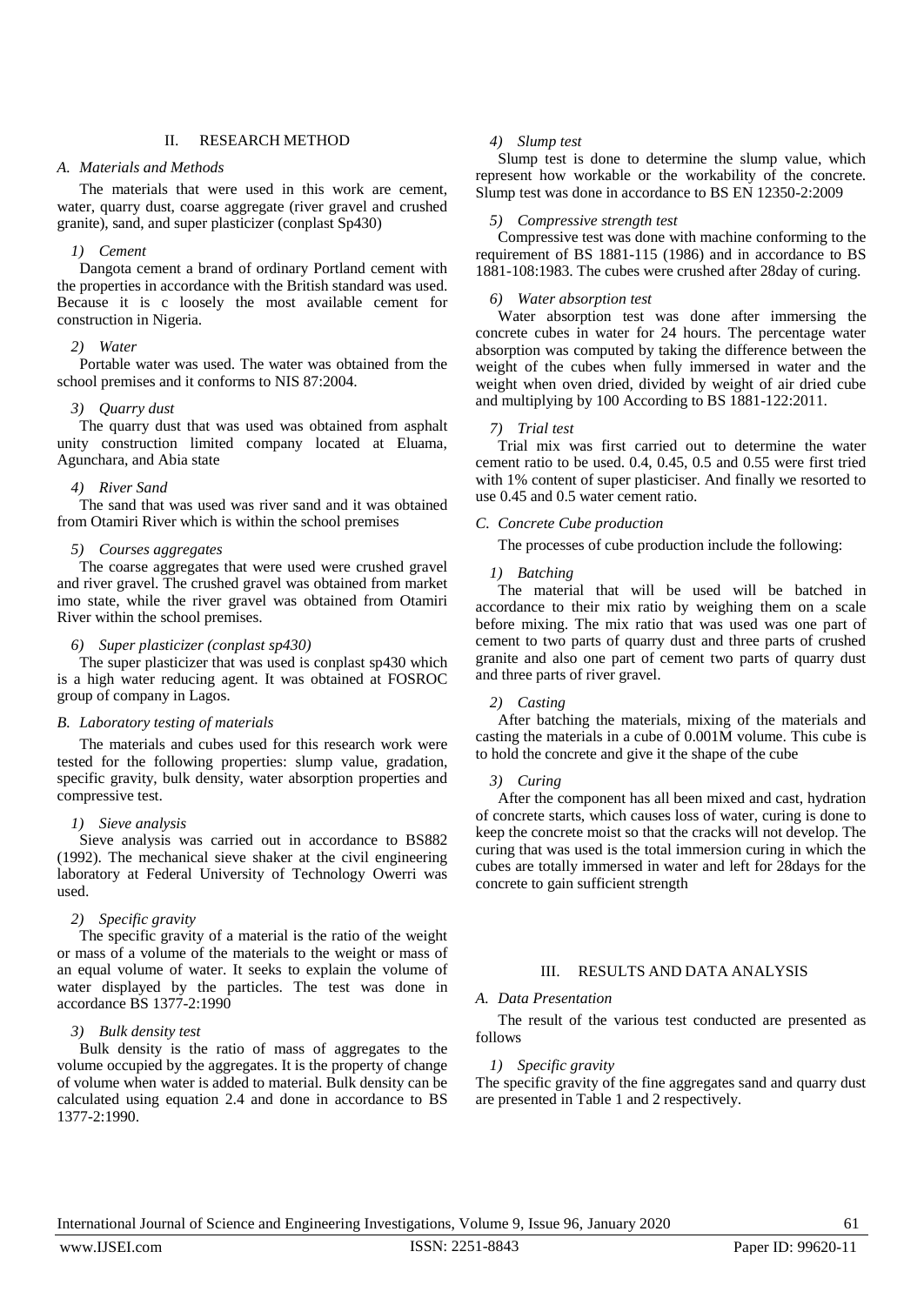## II. RESEARCH METHOD

### A. Materials and Methods

The materials that were used in this work are cement, water, quarry dust, coarse aggregate (river gravel and crushed granite), sand, and super plasticizer (conplast Sp430)

#### 1) Cement

Dangota cement a brand of ordinary Portland cement with the properties in accordance with the British standard was used. Because it is c loosely the most available cement for construction in Nigeria.

#### 2) Water

Portable water was used. The water was obtained from the school premises and it conforms to NIS 87:2004.

#### 3) Quarry dust

The quarry dust that was used was obtained from asphalt unity construction limited company located at Eluama, Agunchara, and Abia state

#### 4) River Sand

The sand that was used was river sand and it was obtained from Otamiri River which is within the school premises

#### 5) Courses aggregates

The coarse aggregates that were used were crushed gravel and river gravel. The crushed gravel was obtained from market imo state, while the river gravel was obtained from Otamiri River within the school premises.

#### 6) Super plasticizer (conplast sp430)

The super plasticizer that was used is conplast sp430 which is a high water reducing agent. It was obtained at FOSROC group of company in Lagos.

### B. Laboratory testing of materials

The materials and cubes used for this research work were tested for the following properties: slump value, gradation, specific gravity, bulk density, water absorption properties and compressive test.

#### 1) Sieve analysis

Sieve analysis was carried out in accordance to BS882 (1992). The mechanical sieve shaker at the civil engineering laboratory at Federal University of Technology Owerri was used.

#### 2) Specific gravity

The specific gravity of a material is the ratio of the weight or mass of a volume of the materials to the weight or mass of an equal volume of water. It seeks to explain the volume of water displayed by the particles. The test was done in accordance BS 1377-2:1990

#### 3) Bulk density test

Bulk density is the ratio of mass of aggregates to the volume occupied by the aggregates. It is the property of change of volume when water is added to material. Bulk density can be calculated using equation 2.4 and done in accordance to BS 1377-2:1990.

#### 4) Slump test

Slump test is done to determine the slump value, which represent how workable or the workability of the concrete. Slump test was done in accordance to BS EN 12350-2:2009

#### 5) Compressive strength test

Compressive test was done with machine conforming to the requirement of BS 1881-115 (1986) and in accordance to BS 1881-108:1983. The cubes were crushed after 28day of curing.

#### 6) Water absorption test

Water absorption test was done after immersing the concrete cubes in water for 24 hours. The percentage water absorption was computed by taking the difference between the weight of the cubes when fully immersed in water and the weight when oven dried, divided by weight of air dried cube and multiplying by 100 According to BS 1881-122:2011.

#### 7) Trial test

Trial mix was first carried out to determine the water cement ratio to be used. 0.4, 0.45, 0.5 and 0.55 were first tried with 1% content of super plasticiser. And finally we resorted to use 0.45 and 0.5 water cement ratio.

### C. Concrete Cube production

The processes of cube production include the following:

#### 1) Batching

The material that will be used will be batched in accordance to their mix ratio by weighing them on a scale before mixing. The mix ratio that was used was one part of cement to two parts of quarry dust and three parts of crushed granite and also one part of cement two parts of quarry dust and three parts of river gravel.

#### 2) Casting

After batching the materials, mixing of the materials and casting the materials in a cube of 0.001M volume. This cube is to hold the concrete and give it the shape of the cube

#### 3) Curing

After the component has all been mixed and cast, hydration of concrete starts, which causes loss of water, curing is done to keep the concrete moist so that the cracks will not develop. The curing that was used is the total immersion curing in which the cubes are totally immersed in water and left for 28days for the concrete to gain sufficient strength

## III. RESULTS AND DATA ANALYSIS

### A. Data Presentation

The result of the various test conducted are presented as follows

#### 1) Specific gravity

The specific gravity of the fine aggregates sand and quarry dust are presented in Table 1 and 2 respectively.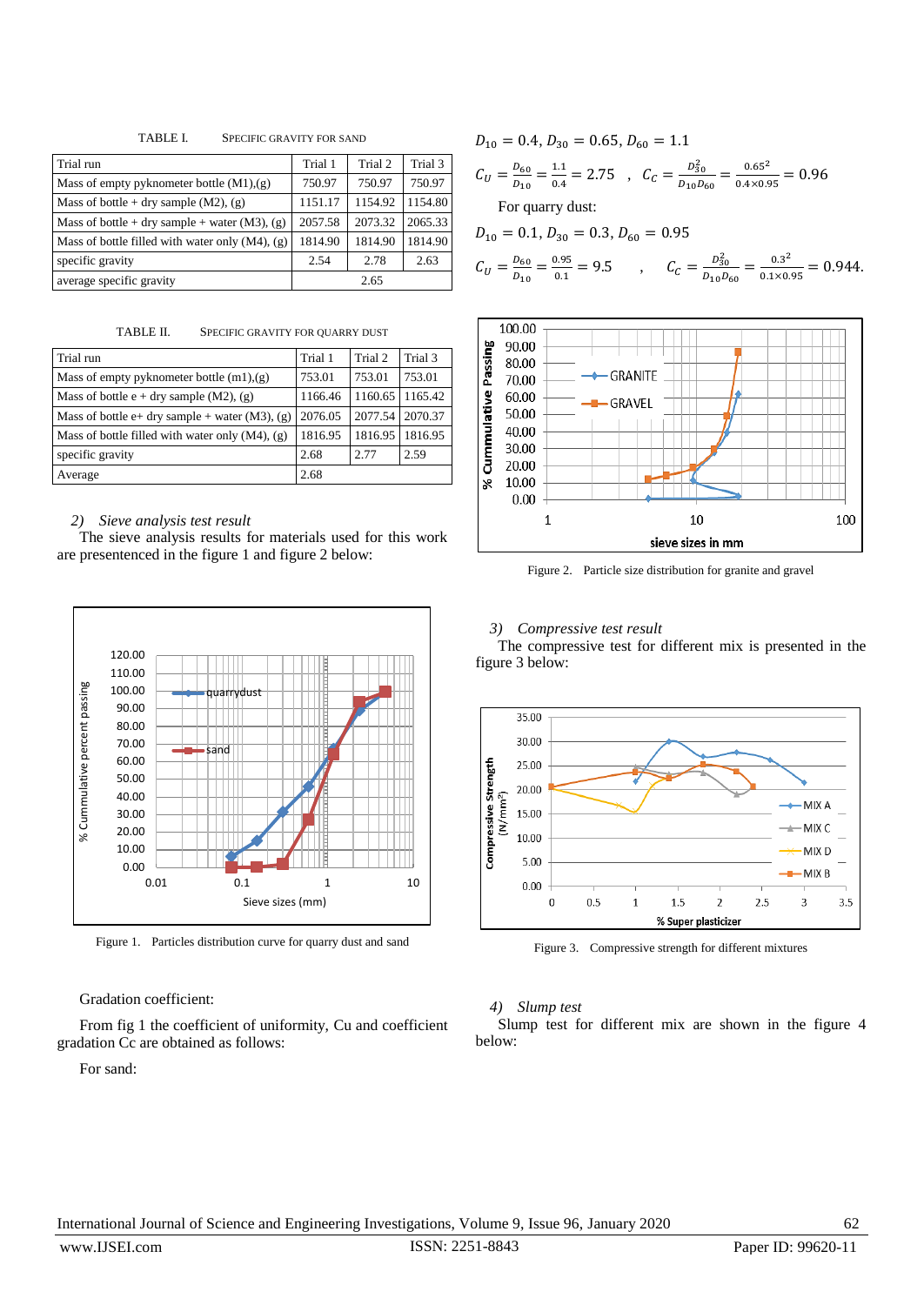TABLE I. SPECIFIC GRAVITY FOR SAND

| Trial run | Trial 1 | Trial 2 | Trial 3 |
|---|---|---|---|
| Mass of empty pyknometer bottle (M1),(g) | 750.97 | 750.97 | 750.97 |
| Mass of bottle + dry sample (M2), (g) | 1151.17 | 1154.92 | 1154.80 |
| Mass of bottle + dry sample + water (M3), (g) | 2057.58 | 2073.32 | 2065.33 |
| Mass of bottle filled with water only (M4), (g) | 1814.90 | 1814.90 | 1814.90 |
| specific gravity | 2.54 | 2.78 | 2.63 |
| average specific gravity | 2.65 | | |

TABLE II. SPECIFIC GRAVITY FOR QUARRY DUST

| Trial run | Trial 1 | Trial 2 | Trial 3 |
|---|---|---|---|
| Mass of empty pyknometer bottle (m1),(g) | 753.01 | 753.01 | 753.01 |
| Mass of bottle + dry sample (M2), (g) | 1166.46 | 1160.65 | 1165.42 |
| Mass of bottle e+ dry sample + water (M3), (g) | 2076.05 | 2077.54 | 2070.37 |
| Mass of bottle filled with water only (M4), (g) | 1816.95 | 1816.95 | 1816.95 |
| specific gravity | 2.68 | 2.77 | 2.59 |
| Average | 2.68 | | |

*2) Sieve analysis test result*

The sieve analysis results for materials used for this work are presentenced in the figure 1 and figure 2 below:

Figure 1. Particles distribution curve for quarry dust and sand

Gradation coefficient:

From fig 1 the coefficient of uniformity, Cu and coefficient gradation Cc are obtained as follows:

For sand:

$D_{10} = 0.4, D_{30} = 0.65, D_{60} = 1.1$

$C_U = \frac{D_{60}}{D_{10}} = \frac{1.1}{0.4} = 2.75 \quad , \quad C_C = \frac{D_{30}^2}{D_{10}D_{60}} = \frac{0.65^2}{0.4\times0.95} = 0.96$

For quarry dust:

$D_{10} = 0.1, D_{30} = 0.3, D_{60} = 0.95$

$C_U = \frac{D_{60}}{D_{10}} = \frac{0.95}{0.1} = 9.5 \quad , \quad C_C = \frac{D_{30}^2}{D_{10}D_{60}} = \frac{0.3^2}{0.1\times0.95} = 0.944.$

Figure 2. Particle size distribution for granite and gravel

*3) Compressive test result*

The compressive test for different mix is presented in the figure 3 below:

Figure 3. Compressive strength for different mixtures

*4) Slump test*

Slump test for different mix are shown in the figure 4 below: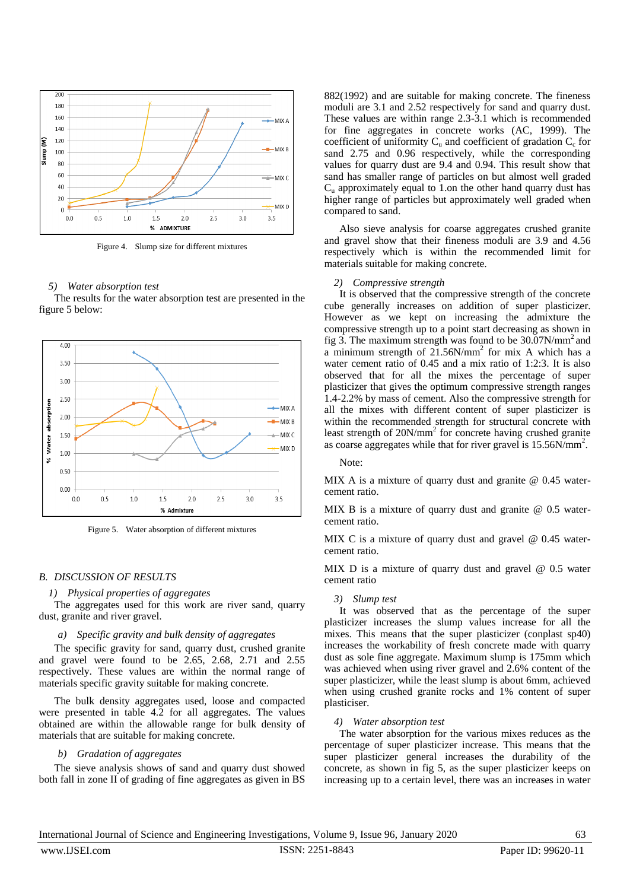Figure 4. Slump size for different mixtures

*5) Water absorption test*

The results for the water absorption test are presented in the figure 5 below:

Figure 5. Water absorption of different mixtures

## *B. DISCUSSION OF RESULTS*

### *1) Physical properties of aggregates*

The aggregates used for this work are river sand, quarry dust, granite and river gravel.

#### *a) Specific gravity and bulk density of aggregates*

The specific gravity for sand, quarry dust, crushed granite and gravel were found to be 2.65, 2.68, 2.71 and 2.55 respectively. These values are within the normal range of materials specific gravity suitable for making concrete.

The bulk density aggregates used, loose and compacted were presented in table 4.2 for all aggregates. The values obtained are within the allowable range for bulk density of materials that are suitable for making concrete.

#### *b) Gradation of aggregates*

The sieve analysis shows of sand and quarry dust showed both fall in zone II of grading of fine aggregates as given in BS 882(1992) and are suitable for making concrete. The fineness moduli are 3.1 and 2.52 respectively for sand and quarry dust. These values are within range 2.3-3.1 which is recommended for fine aggregates in concrete works (AC, 1999). The coefficient of uniformity $C_u$ and coefficient of gradation $C_c$ for sand 2.75 and 0.96 respectively, while the corresponding values for quarry dust are 9.4 and 0.94. This result show that sand has smaller range of particles on but almost well graded $C_u$ approximately equal to 1.on the other hand quarry dust has higher range of particles but approximately well graded when compared to sand.

Also sieve analysis for coarse aggregates crushed granite and gravel show that their fineness moduli are 3.9 and 4.56 respectively which is within the recommended limit for materials suitable for making concrete.

### *2) Compressive strength*

It is observed that the compressive strength of the concrete cube generally increases on addition of super plasticizer. However as we kept on increasing the admixture the compressive strength up to a point start decreasing as shown in fig 3. The maximum strength was found to be 30.07N/mm$^2$ and a minimum strength of 21.56N/mm$^2$ for mix A which has a water cement ratio of 0.45 and a mix ratio of 1:2:3. It is also observed that for all the mixes the percentage of super plasticizer that gives the optimum compressive strength ranges 1.4-2.2% by mass of cement. Also the compressive strength for all the mixes with different content of super plasticizer is within the recommended strength for structural concrete with least strength of 20N/mm$^2$ for concrete having crushed granite as coarse aggregates while that for river gravel is 15.56N/mm$^2$.

Note:

MIX A is a mixture of quarry dust and granite @ 0.45 water-cement ratio.

MIX B is a mixture of quarry dust and granite @ 0.5 water-cement ratio.

MIX C is a mixture of quarry dust and gravel @ 0.45 water-cement ratio.

MIX D is a mixture of quarry dust and gravel @ 0.5 water cement ratio

### *3) Slump test*

It was observed that as the percentage of the super plasticizer increases the slump values increase for all the mixes. This means that the super plasticizer (conplast sp40) increases the workability of fresh concrete made with quarry dust as sole fine aggregate. Maximum slump is 175mm which was achieved when using river gravel and 2.6% content of the super plasticizer, while the least slump is about 6mm, achieved when using crushed granite rocks and 1% content of super plasticiser.

### *4) Water absorption test*

The water absorption for the various mixes reduces as the percentage of super plasticizer increase. This means that the super plasticizer general increases the durability of the concrete, as shown in fig 5, as the super plasticizer keeps on increasing up to a certain level, there was an increases in water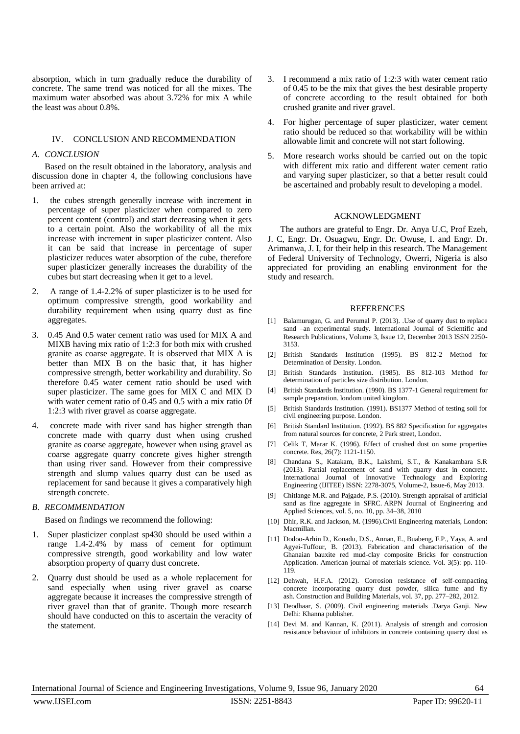absorption, which in turn gradually reduce the durability of concrete. The same trend was noticed for all the mixes. The maximum water absorbed was about 3.72% for mix A while the least was about 0.8%.

## IV. CONCLUSION AND RECOMMENDATION

### *A. CONCLUSION*

Based on the result obtained in the laboratory, analysis and discussion done in chapter 4, the following conclusions have been arrived at:

1. the cubes strength generally increase with increment in percentage of super plasticizer when compared to zero percent content (control) and start decreasing when it gets to a certain point. Also the workability of all the mix increase with increment in super plasticizer content. Also it can be said that increase in percentage of super plasticizer reduces water absorption of the cube, therefore super plasticizer generally increases the durability of the cubes but start decreasing when it get to a level.
2. A range of 1.4-2.2% of super plasticizer is to be used for optimum compressive strength, good workability and durability requirement when using quarry dust as fine aggregates.
3. 0.45 And 0.5 water cement ratio was used for MIX A and MIXB having mix ratio of 1:2:3 for both mix with crushed granite as coarse aggregate. It is observed that MIX A is better than MIX B on the basic that, it has higher compressive strength, better workability and durability. So therefore 0.45 water cement ratio should be used with super plasticizer. The same goes for MIX C and MIX D with water cement ratio of 0.45 and 0.5 with a mix ratio 0f 1:2:3 with river gravel as coarse aggregate.
4. concrete made with river sand has higher strength than concrete made with quarry dust when using crushed granite as coarse aggregate, however when using gravel as coarse aggregate quarry concrete gives higher strength than using river sand. However from their compressive strength and slump values quarry dust can be used as replacement for sand because it gives a comparatively high strength concrete.

### *B. RECOMMENDATION*

Based on findings we recommend the following:

1. Super plasticizer conplast sp430 should be used within a range 1.4-2.4% by mass of cement for optimum compressive strength, good workability and low water absorption property of quarry dust concrete.
2. Quarry dust should be used as a whole replacement for sand especially when using river gravel as coarse aggregate because it increases the compressive strength of river gravel than that of granite. Though more research should have conducted on this to ascertain the veracity of the statement.
3. I recommend a mix ratio of 1:2:3 with water cement ratio of 0.45 to be the mix that gives the best desirable property of concrete according to the result obtained for both crushed granite and river gravel.
4. For higher percentage of super plasticizer, water cement ratio should be reduced so that workability will be within allowable limit and concrete will not start following.
5. More research works should be carried out on the topic with different mix ratio and different water cement ratio and varying super plasticizer, so that a better result could be ascertained and probably result to developing a model.

## ACKNOWLEDGMENT

The authors are grateful to Engr. Dr. Anya U.C, Prof Ezeh, J. C, Engr. Dr. Osuagwu, Engr. Dr. Owuse, I. and Engr. Dr. Arimanwa, J. I, for their help in this research. The Management of Federal University of Technology, Owerri, Nigeria is also appreciated for providing an enabling environment for the study and research.

## REFERENCES

[1] Balamurugan, G. and Perumal P. (2013). .Use of quarry dust to replace sand –an experimental study. International Journal of Scientific and Research Publications, Volume 3, Issue 12, December 2013 ISSN 2250-3153.

[2] British Standards Institution (1995). BS 812-2 Method for Determination of Density. London.

[3] British Standards Institution. (1985). BS 812-103 Method for determination of particles size distribution. London.

[4] British Standards Institution. (1990). BS 1377-1 General requirement for sample preparation. londom united kingdom.

[5] British Standards Institution. (1991). BS1377 Method of testing soil for civil engineering purpose. London.

[6] British Standard Institution. (1992). BS 882 Specification for aggregates from natural sources for concrete, 2 Park street, London.

[7] Celik T, Marar K. (1996). Effect of crushed dust on some properties concrete. Res, 26(7): 1121-1150.

[8] Chandana S., Katakam, B.K., Lakshmi, S.T., & Kanakambara S.R (2013). Partial replacement of sand with quarry dust in concrete. International Journal of Innovative Technology and Exploring Engineering (IJITEE) ISSN: 2278-3075, Volume-2, Issue-6, May 2013.

[9] Chitlange M.R. and Pajgade, P.S. (2010). Strength appraisal of artificial sand as fine aggregate in SFRC. ARPN Journal of Engineering and Applied Sciences, vol. 5, no. 10, pp. 34–38, 2010

[10] Dhir, R.K. and Jackson, M. (1996).Civil Engineering materials, London: Macmillan.

[11] Dodoo-Arhin D., Konadu, D.S., Annan, E., Buabeng, F.P., Yaya, A. and Agyei-Tuffour, B. (2013). Fabrication and characterisation of the Ghanaian bauxite red mud-clay composite Bricks for construction Application. American journal of materials science. Vol. 3(5): pp. 110-119.

[12] Dehwah, H.F.A. (2012). Corrosion resistance of self-compacting concrete incorporating quarry dust powder, silica fume and fly ash. Construction and Building Materials, vol. 37, pp. 277–282, 2012.

[13] Deodhaar, S. (2009). Civil engineering materials .Darya Ganji. New Delhi: Khanna publisher.

[14] Devi M. and Kannan, K. (2011). Analysis of strength and corrosion resistance behaviour of inhibitors in concrete containing quarry dust as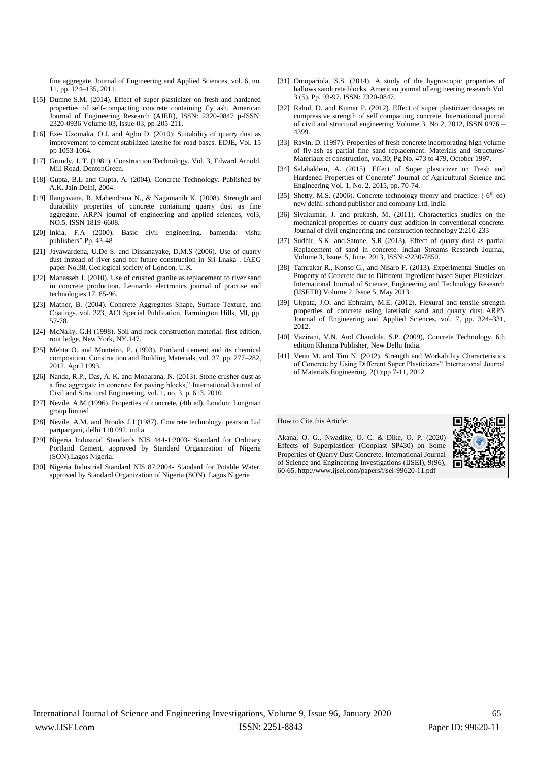fine aggregate. Journal of Engineering and Applied Sciences, vol. 6, no. 11, pp. 124–135, 2011.

[15] Dumne S.M. (2014). Effect of super plasticizer on fresh and hardened properties of self-compacting concrete containing fly ash. American Journal of Engineering Research (AJER), ISSN: 2320-0847 p-ISSN: 2320-0936 Volume-03, Issue-03, pp-205-211.

[16] Eze- Uzomaka, O.J. and Agbo D. (2010): Suitability of quarry dust as improvement to cement stabilized laterite for road bases. EDJE, Vol. 15 pp 1053-1064.

[17] Grundy, J. T. (1981). Construction Technology. Vol. 3, Edward Arnold, Mill Road, DontonGreen.

[18] Gupta, B.L and Gupta, A. (2004). Concrete Technology. Published by A.K. Jain Delhi, 2004.

[19] Ilangovana, R, Mahendrana N., & Nagamanib K. (2008). Strength and durability properties of concrete containing quarry dust as fine aggregate. ARPN journal of engineering and applied sciences, vol3, NO.5, ISSN 1819-6608.

[20] Inkia, F.A (2000). Basic civil engineering. bamenda: vishu publishers".Pp, 43-48

[21] Jayawardena, U.De S. and Dissanayake, D.M.S (2006). Use of quarry dust instead of river sand for future construction in Sri Lnaka . IAEG paper No.38, Geological society of London, U.K.

[22] Manasseh J. (2010). Use of crushed granite as replacement to river sand in concrete production. Leonardo electronics journal of practise and technologies 17, 85-96.

[23] Mather, B. (2004). Concrete Aggregates Shape, Surface Texture, and Coatings. vol. 223, ACI Special Publication, Farmington Hills, MI, pp. 57-78.

[24] McNally, G.H (1998). Soil and rock construction material. first edition, rout ledge, New York, NY.147.

[25] Mehta O. and Monteiro, P. (1993). Portland cement and its chemical composition. Construction and Building Materials, vol. 37, pp. 277–282, 2012. April 1993.

[26] Nanda, R.P., Das, A. K. and Moharana, N. (2013). Stone crusher dust as a fine aggregate in concrete for paving blocks," International Journal of Civil and Structural Engineering, vol. 1, no. 3, p. 613, 2010

[27] Nevile, A.M (1996). Properties of concrete, (4th ed). London: Longman group limited

[28] Nevile, A.M. and Brooks J.J (1987). Concrete technology. pearson Ltd partpargani, delhi 110 092, india

[29] Nigeria Industrial Standards NIS 444-1:2003- Standard for Ordinary Portland Cement, approved by Standard Organization of Nigeria (SON).Lagos Nigeria.

[30] Nigeria Industrial Standard NIS 87:2004- Standard for Potable Water, approved by Standard Organization of Nigeria (SON). Lagos Nigeria

[31] Omopariola, S.S. (2014). A study of the hygroscopic properties of hallows sandcrete blocks. American journal of engineering research Vol. 3 (5). Pp. 93-97. ISSN: 2320-0847.

[32] Rahul, D. and Kumar P. (2012). Effect of super plasticizer dosages on compressive strength of self compacting concrete. International journal of civil and structural engineering Volume 3, No 2, 2012, ISSN 0976 – 4399.

[33] Ravin, D. (1997). Properties of fresh concrete incorporating high volume of fly-ash as partial fine sand replacement. Materials and Structures/ Materiaux et construction, vol.30, Pg.No. 473 to 479, October 1997.

[34] Salahaldein, A. (2015). Effect of Super plasticizer on Fresh and Hardened Properties of Concrete" Journal of Agricultural Science and Engineering Vol. 1, No. 2, 2015, pp. 70-74.

[35] Shetty, M.S. (2006). Concrete technology theory and practice. ( 6th ed) new delhi: schand publisher and company Ltd. India

[36] Sivakumar, J. and prakash, M. (2011). Charactertics studies on the mechanical properties of quarry dust addition in conventional concrete. Journal of civil engineering and construction technology 2:210-233

[37] Sudhir, S.K. and.Satone, S.R (2013). Effect of quarry dust as partial Replacement of sand in concrete. Indian Streams Research Journal, Volume 3, Issue. 5, June. 2013, ISSN:-2230-7850.

[38] Tamrakar R., Konso G., and Nisaro F. (2013). Experimental Studies on Property of Concrete due to Different Ingredient based Super Plasticizer. International Journal of Science, Engineering and Technology Research (IJSETR) Volume 2, Issue 5, May 2013.

[39] Ukpata, J.O. and Ephraim, M.E. (2012). Flexural and tensile strength properties of concrete using lateristic sand and quarry dust. ARPN Journal of Engineering and Applied Sciences, vol. 7, pp. 324–331, 2012.

[40] Vazirani, V.N. And Chandola, S.P. (2009), Concrete Technology. 6th edition Khanna Publisher, New Delhi India.

[41] Venu M. and Tim N. (2012). Strength and Workability Characteristics of Concrete by Using Different Super Plasticizers" International Journal of Materials Engineering, 2(1):pp 7-11, 2012.

How to Cite this Article:

Akana, O. G., Nwadike, O. C. & Dike, O. P. (2020) Effects of Superplasticer (Conplast SP430) on Some Properties of Quarry Dust Concrete. International Journal of Science and Engineering Investigations (IJSEI), 9(96), 60-65. http://www.ijsei.com/papers/ijsei-99620-11.pdf